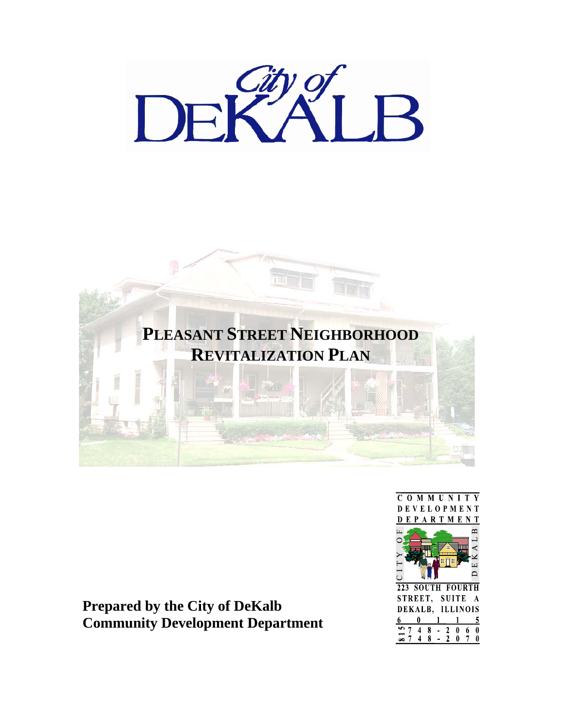# City of DeKalb

# PLEASANT STREET NEIGHBORHOOD REVITALIZATION PLAN

COMMUNITY DEVELOPMENT DEPARTMENT

CITY OF DEKALB

223 SOUTH FOURTH STREET, SUITE A
DEKALB, ILLINOIS
60115
815 748-2060
815 748-2070

**Prepared by the City of DeKalb Community Development Department**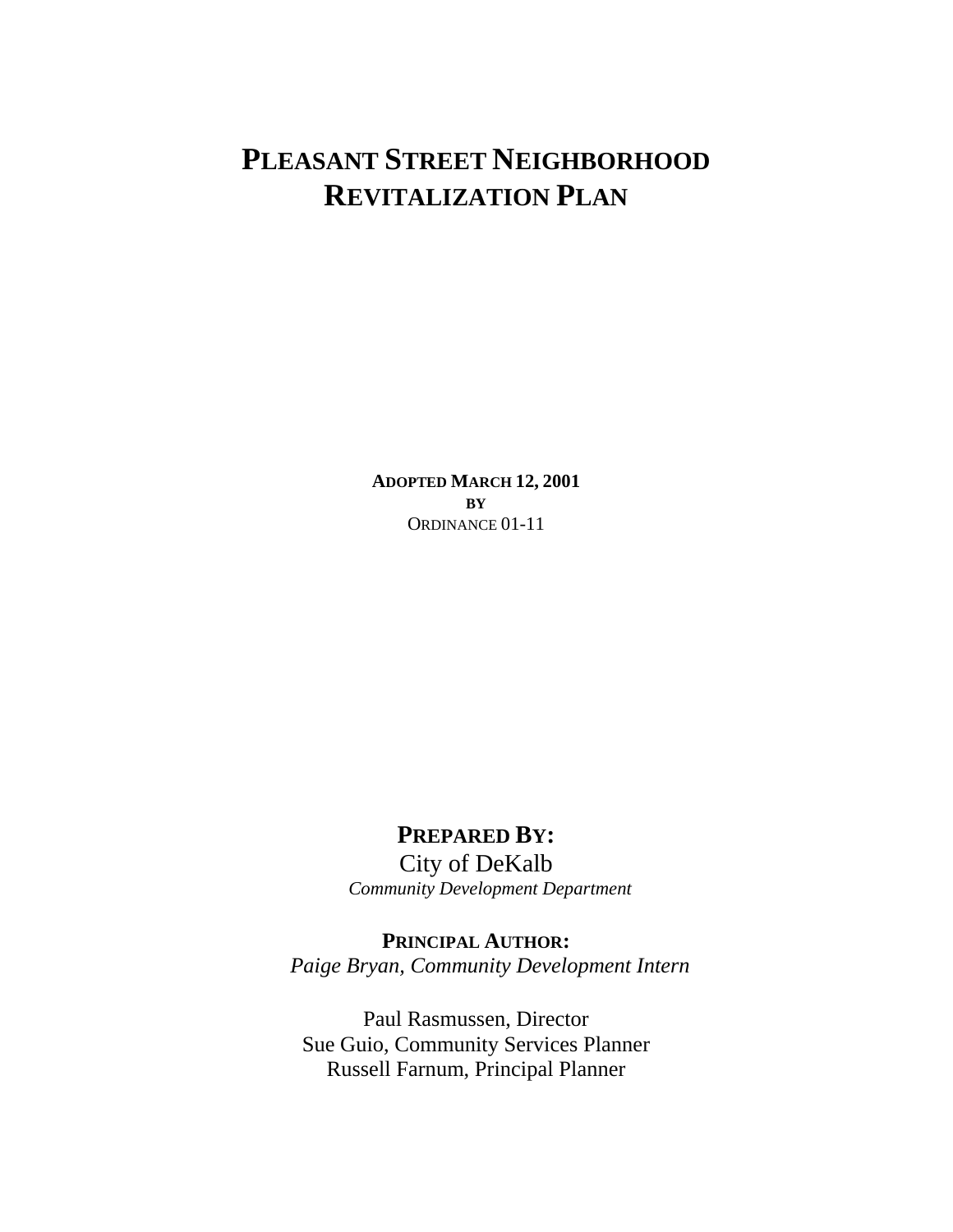# PLEASANT STREET NEIGHBORHOOD REVITALIZATION PLAN

**ADOPTED MARCH 12, 2001**
**BY**
ORDINANCE 01-11

**PREPARED BY:**
City of DeKalb
*Community Development Department*

**PRINCIPAL AUTHOR:**
*Paige Bryan, Community Development Intern*

Paul Rasmussen, Director
Sue Guio, Community Services Planner
Russell Farnum, Principal Planner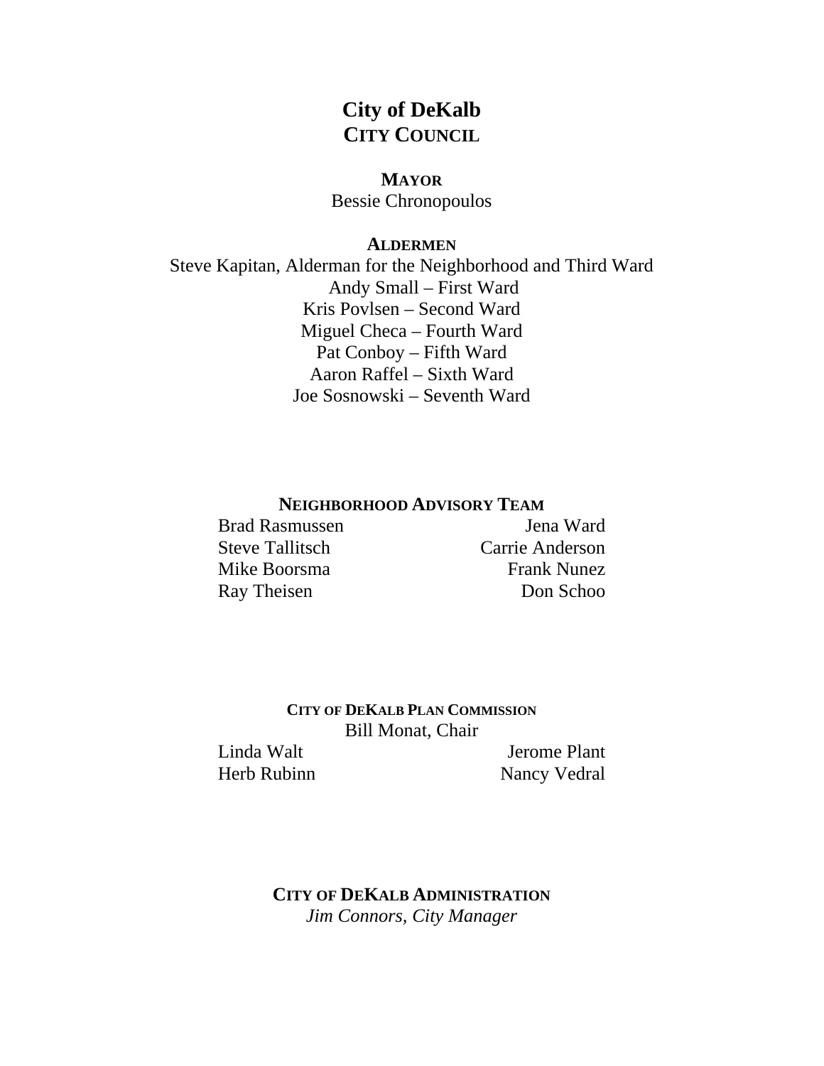# City of DeKalb

## CITY COUNCIL

**MAYOR**

Bessie Chronopoulos

**ALDERMEN**

Steve Kapitan, Alderman for the Neighborhood and Third Ward

Andy Small – First Ward

Kris Povlsen – Second Ward

Miguel Checa – Fourth Ward

Pat Conboy – Fifth Ward

Aaron Raffel – Sixth Ward

Joe Sosnowski – Seventh Ward

**NEIGHBORHOOD ADVISORY TEAM**

Brad Rasmussen
Steve Tallitsch
Mike Boorsma
Ray Theisen
Jena Ward
Carrie Anderson
Frank Nunez
Don Schoo

**CITY OF DEKALB PLAN COMMISSION**

Bill Monat, Chair

Linda Walt
Herb Rubinn
Jerome Plant
Nancy Vedral

**CITY OF DEKALB ADMINISTRATION**

*Jim Connors, City Manager*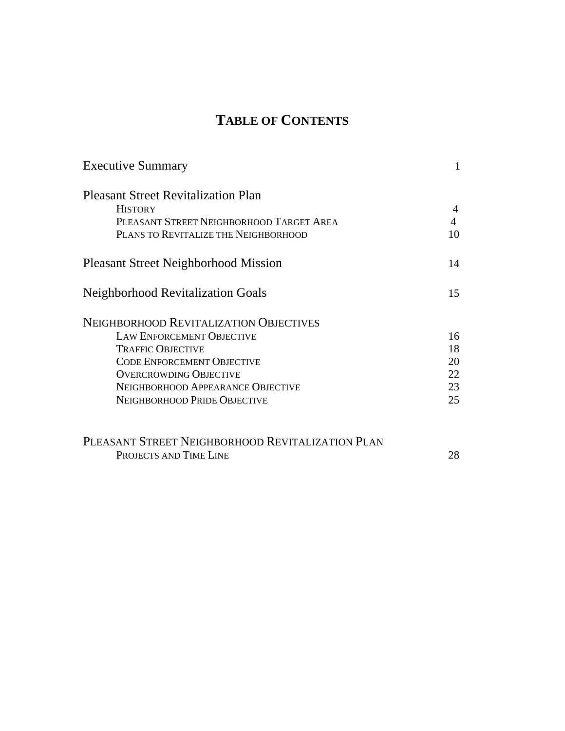# TABLE OF CONTENTS

| | |
|---|---|
| Executive Summary | 1 |
| **Pleasant Street Revitalization Plan** | |
| HISTORY | 4 |
| PLEASANT STREET NEIGHBORHOOD TARGET AREA | 4 |
| PLANS TO REVITALIZE THE NEIGHBORHOOD | 10 |
| Pleasant Street Neighborhood Mission | 14 |
| Neighborhood Revitalization Goals | 15 |
| **NEIGHBORHOOD REVITALIZATION OBJECTIVES** | |
| LAW ENFORCEMENT OBJECTIVE | 16 |
| TRAFFIC OBJECTIVE | 18 |
| CODE ENFORCEMENT OBJECTIVE | 20 |
| OVERCROWDING OBJECTIVE | 22 |
| NEIGHBORHOOD APPEARANCE OBJECTIVE | 23 |
| NEIGHBORHOOD PRIDE OBJECTIVE | 25 |
| **PLEASANT STREET NEIGHBORHOOD REVITALIZATION PLAN** | |
| PROJECTS AND TIME LINE | 28 |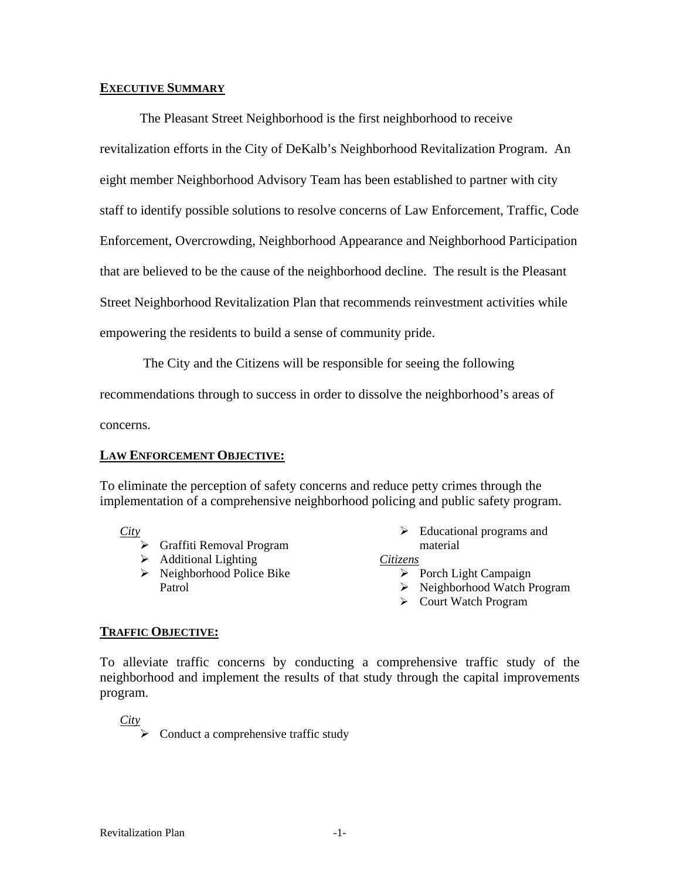## EXECUTIVE SUMMARY

The Pleasant Street Neighborhood is the first neighborhood to receive revitalization efforts in the City of DeKalb's Neighborhood Revitalization Program. An eight member Neighborhood Advisory Team has been established to partner with city staff to identify possible solutions to resolve concerns of Law Enforcement, Traffic, Code Enforcement, Overcrowding, Neighborhood Appearance and Neighborhood Participation that are believed to be the cause of the neighborhood decline. The result is the Pleasant Street Neighborhood Revitalization Plan that recommends reinvestment activities while empowering the residents to build a sense of community pride.

The City and the Citizens will be responsible for seeing the following recommendations through to success in order to dissolve the neighborhood's areas of concerns.

### LAW ENFORCEMENT OBJECTIVE:

To eliminate the perception of safety concerns and reduce petty crimes through the implementation of a comprehensive neighborhood policing and public safety program.

*City*

- Graffiti Removal Program
- Additional Lighting
- Neighborhood Police Bike Patrol
- Educational programs and material

*Citizens*

- Porch Light Campaign
- Neighborhood Watch Program
- Court Watch Program

### TRAFFIC OBJECTIVE:

To alleviate traffic concerns by conducting a comprehensive traffic study of the neighborhood and implement the results of that study through the capital improvements program.

*City*

- Conduct a comprehensive traffic study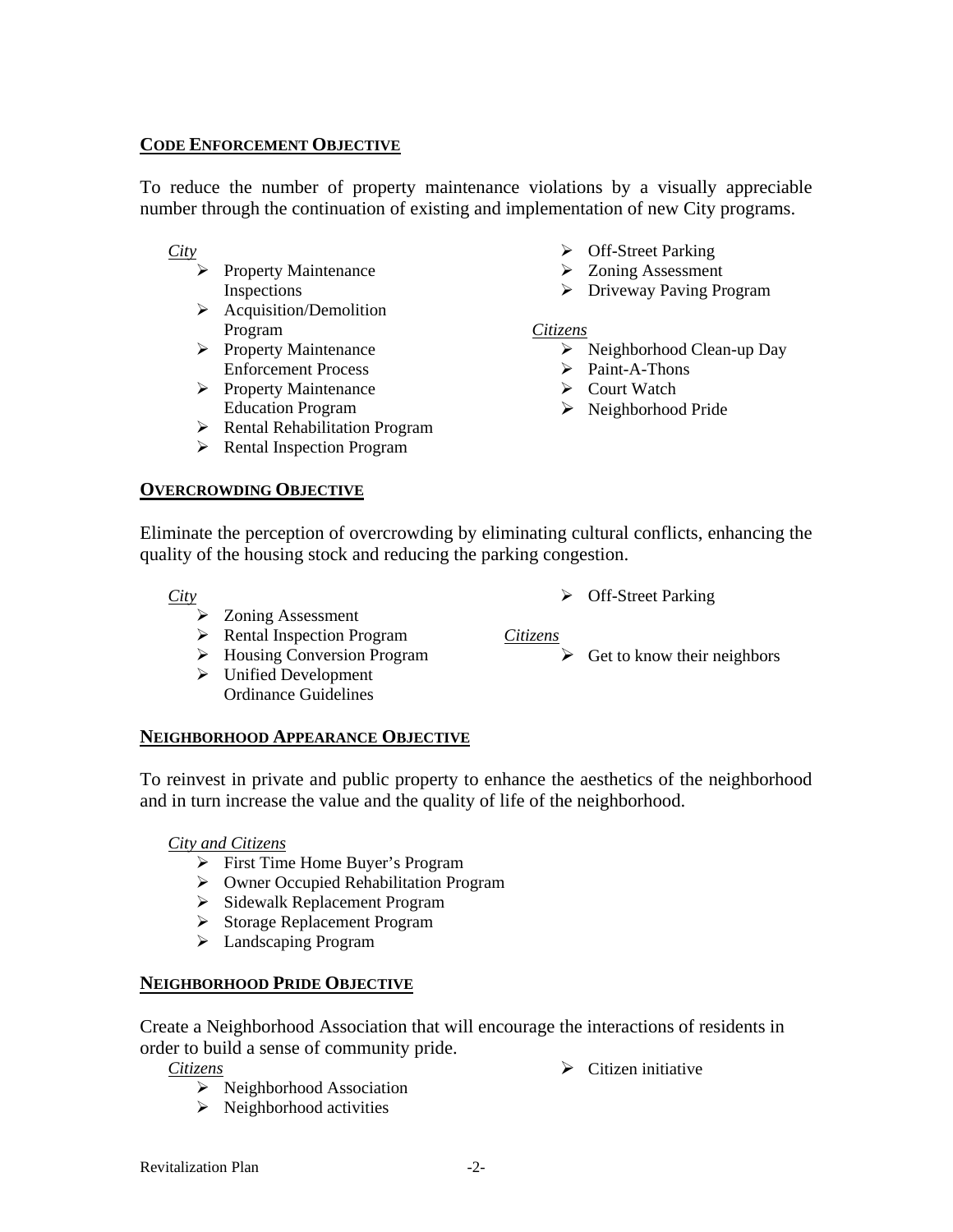## CODE ENFORCEMENT OBJECTIVE

To reduce the number of property maintenance violations by a visually appreciable number through the continuation of existing and implementation of new City programs.

*City*

- Property Maintenance Inspections
- Acquisition/Demolition Program
- Property Maintenance Enforcement Process
- Property Maintenance Education Program
- Rental Rehabilitation Program
- Rental Inspection Program
- Off-Street Parking
- Zoning Assessment
- Driveway Paving Program

*Citizens*

- Neighborhood Clean-up Day
- Paint-A-Thons
- Court Watch
- Neighborhood Pride

## OVERCROWDING OBJECTIVE

Eliminate the perception of overcrowding by eliminating cultural conflicts, enhancing the quality of the housing stock and reducing the parking congestion.

*City*

- Zoning Assessment
- Rental Inspection Program
- Housing Conversion Program
- Unified Development Ordinance Guidelines
- Off-Street Parking

*Citizens*

- Get to know their neighbors

## NEIGHBORHOOD APPEARANCE OBJECTIVE

To reinvest in private and public property to enhance the aesthetics of the neighborhood and in turn increase the value and the quality of life of the neighborhood.

*City and Citizens*

- First Time Home Buyer's Program
- Owner Occupied Rehabilitation Program
- Sidewalk Replacement Program
- Storage Replacement Program
- Landscaping Program

## NEIGHBORHOOD PRIDE OBJECTIVE

Create a Neighborhood Association that will encourage the interactions of residents in order to build a sense of community pride.

*Citizens*

- Neighborhood Association
- Neighborhood activities
- Citizen initiative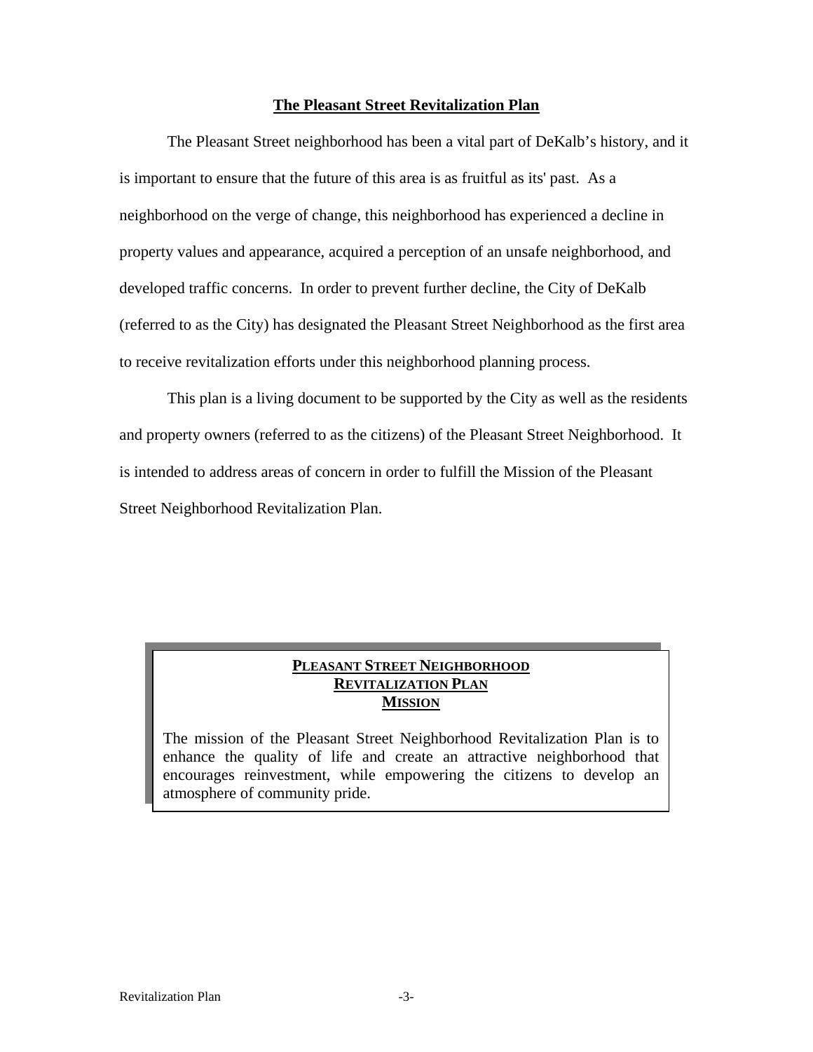## The Pleasant Street Revitalization Plan

The Pleasant Street neighborhood has been a vital part of DeKalb's history, and it is important to ensure that the future of this area is as fruitful as its' past. As a neighborhood on the verge of change, this neighborhood has experienced a decline in property values and appearance, acquired a perception of an unsafe neighborhood, and developed traffic concerns. In order to prevent further decline, the City of DeKalb (referred to as the City) has designated the Pleasant Street Neighborhood as the first area to receive revitalization efforts under this neighborhood planning process.

This plan is a living document to be supported by the City as well as the residents and property owners (referred to as the citizens) of the Pleasant Street Neighborhood. It is intended to address areas of concern in order to fulfill the Mission of the Pleasant Street Neighborhood Revitalization Plan.

### PLEASANT STREET NEIGHBORHOOD REVITALIZATION PLAN MISSION

The mission of the Pleasant Street Neighborhood Revitalization Plan is to enhance the quality of life and create an attractive neighborhood that encourages reinvestment, while empowering the citizens to develop an atmosphere of community pride.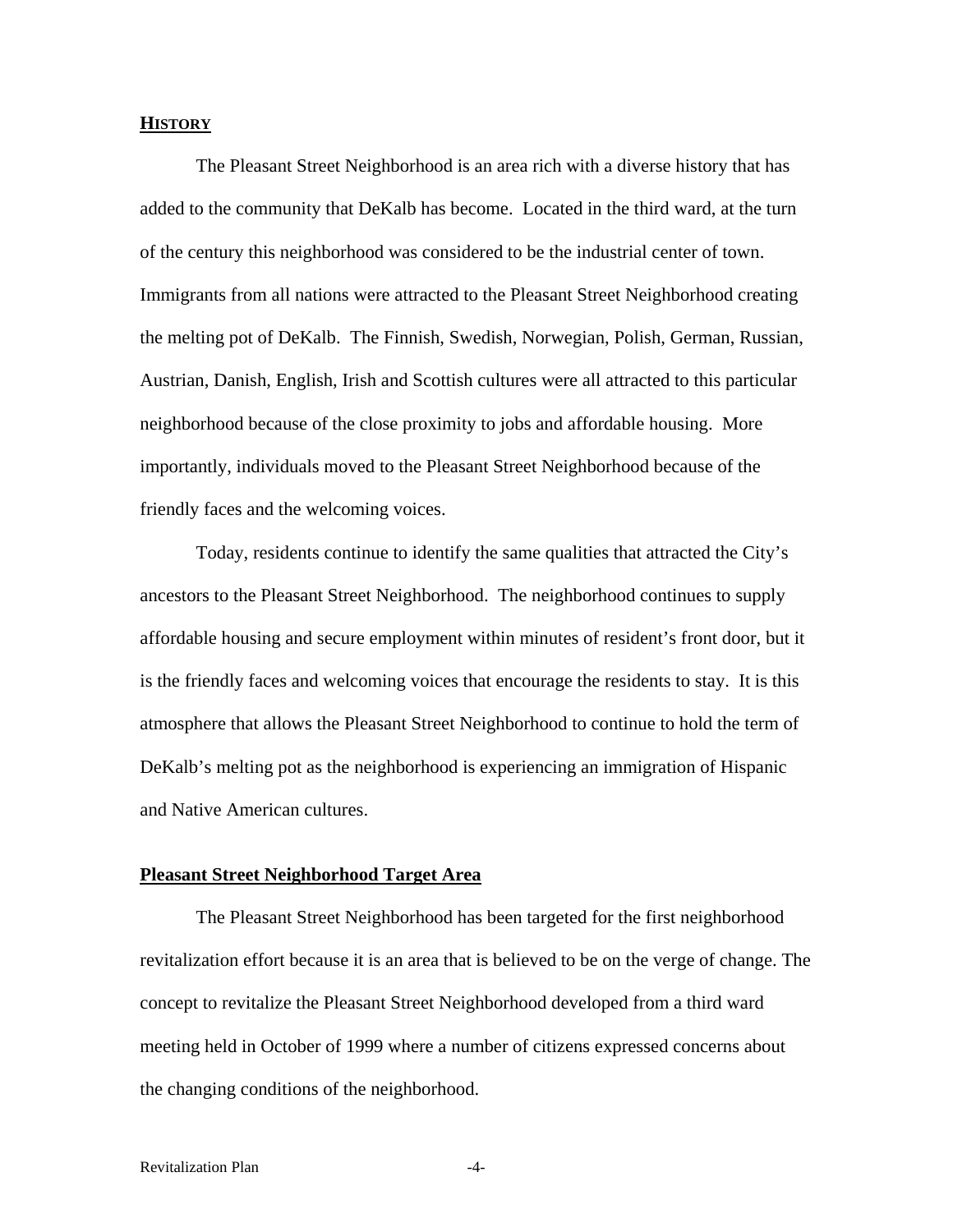## **HISTORY**

The Pleasant Street Neighborhood is an area rich with a diverse history that has added to the community that DeKalb has become. Located in the third ward, at the turn of the century this neighborhood was considered to be the industrial center of town. Immigrants from all nations were attracted to the Pleasant Street Neighborhood creating the melting pot of DeKalb. The Finnish, Swedish, Norwegian, Polish, German, Russian, Austrian, Danish, English, Irish and Scottish cultures were all attracted to this particular neighborhood because of the close proximity to jobs and affordable housing. More importantly, individuals moved to the Pleasant Street Neighborhood because of the friendly faces and the welcoming voices.

Today, residents continue to identify the same qualities that attracted the City's ancestors to the Pleasant Street Neighborhood. The neighborhood continues to supply affordable housing and secure employment within minutes of resident's front door, but it is the friendly faces and welcoming voices that encourage the residents to stay. It is this atmosphere that allows the Pleasant Street Neighborhood to continue to hold the term of DeKalb's melting pot as the neighborhood is experiencing an immigration of Hispanic and Native American cultures.

### **Pleasant Street Neighborhood Target Area**

The Pleasant Street Neighborhood has been targeted for the first neighborhood revitalization effort because it is an area that is believed to be on the verge of change. The concept to revitalize the Pleasant Street Neighborhood developed from a third ward meeting held in October of 1999 where a number of citizens expressed concerns about the changing conditions of the neighborhood.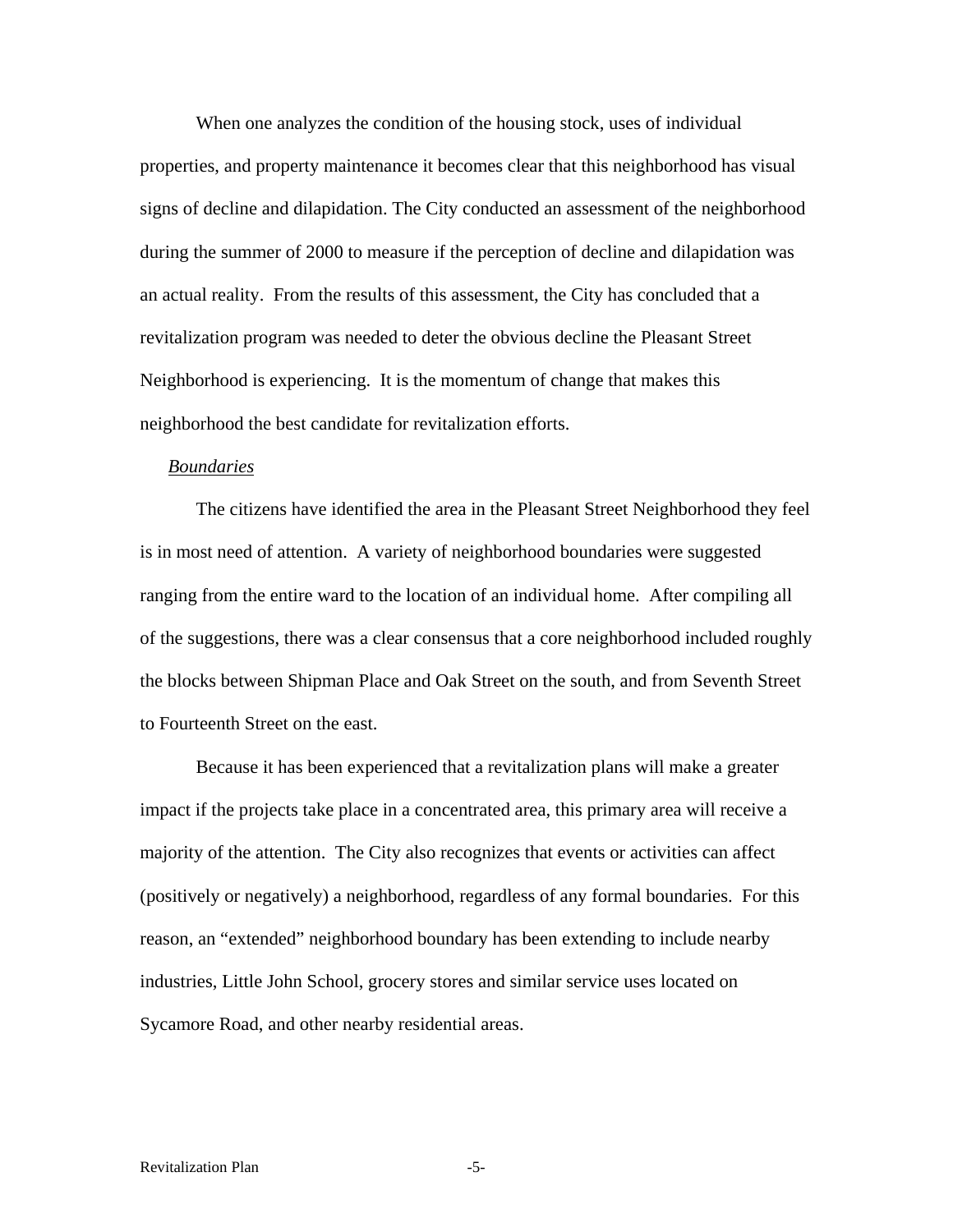When one analyzes the condition of the housing stock, uses of individual properties, and property maintenance it becomes clear that this neighborhood has visual signs of decline and dilapidation. The City conducted an assessment of the neighborhood during the summer of 2000 to measure if the perception of decline and dilapidation was an actual reality. From the results of this assessment, the City has concluded that a revitalization program was needed to deter the obvious decline the Pleasant Street Neighborhood is experiencing. It is the momentum of change that makes this neighborhood the best candidate for revitalization efforts.

*Boundaries*

The citizens have identified the area in the Pleasant Street Neighborhood they feel is in most need of attention. A variety of neighborhood boundaries were suggested ranging from the entire ward to the location of an individual home. After compiling all of the suggestions, there was a clear consensus that a core neighborhood included roughly the blocks between Shipman Place and Oak Street on the south, and from Seventh Street to Fourteenth Street on the east.

Because it has been experienced that a revitalization plans will make a greater impact if the projects take place in a concentrated area, this primary area will receive a majority of the attention. The City also recognizes that events or activities can affect (positively or negatively) a neighborhood, regardless of any formal boundaries. For this reason, an "extended" neighborhood boundary has been extending to include nearby industries, Little John School, grocery stores and similar service uses located on Sycamore Road, and other nearby residential areas.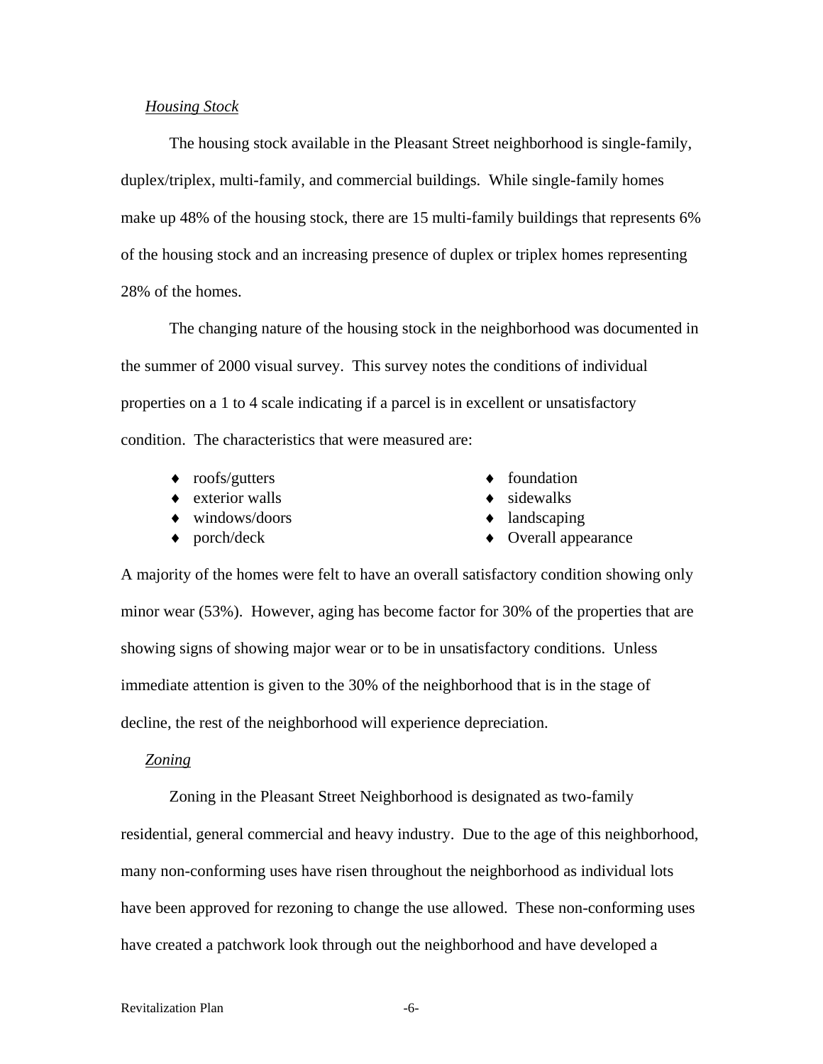*Housing Stock*

The housing stock available in the Pleasant Street neighborhood is single-family, duplex/triplex, multi-family, and commercial buildings. While single-family homes make up 48% of the housing stock, there are 15 multi-family buildings that represents 6% of the housing stock and an increasing presence of duplex or triplex homes representing 28% of the homes.

The changing nature of the housing stock in the neighborhood was documented in the summer of 2000 visual survey. This survey notes the conditions of individual properties on a 1 to 4 scale indicating if a parcel is in excellent or unsatisfactory condition. The characteristics that were measured are:

- roofs/gutters
- exterior walls
- windows/doors
- porch/deck
- foundation
- sidewalks
- landscaping
- Overall appearance

A majority of the homes were felt to have an overall satisfactory condition showing only minor wear (53%). However, aging has become factor for 30% of the properties that are showing signs of showing major wear or to be in unsatisfactory conditions. Unless immediate attention is given to the 30% of the neighborhood that is in the stage of decline, the rest of the neighborhood will experience depreciation.

*Zoning*

Zoning in the Pleasant Street Neighborhood is designated as two-family residential, general commercial and heavy industry. Due to the age of this neighborhood, many non-conforming uses have risen throughout the neighborhood as individual lots have been approved for rezoning to change the use allowed. These non-conforming uses have created a patchwork look through out the neighborhood and have developed a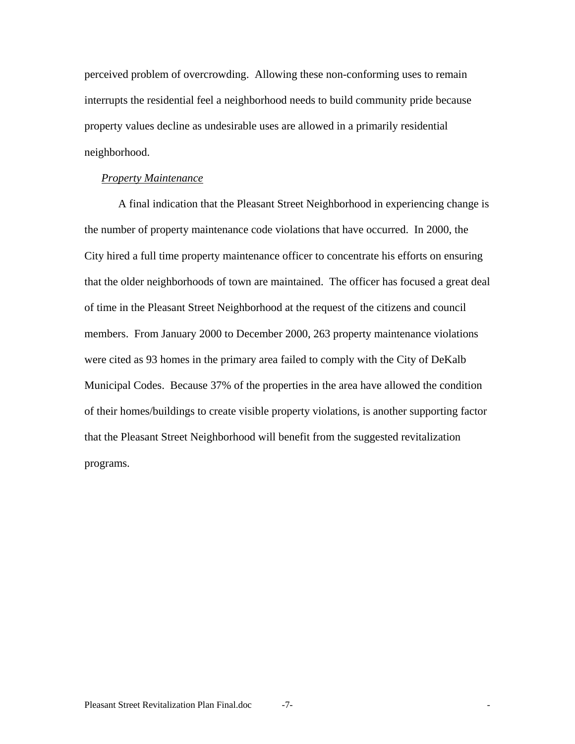perceived problem of overcrowding. Allowing these non-conforming uses to remain interrupts the residential feel a neighborhood needs to build community pride because property values decline as undesirable uses are allowed in a primarily residential neighborhood.

*Property Maintenance*

A final indication that the Pleasant Street Neighborhood in experiencing change is the number of property maintenance code violations that have occurred. In 2000, the City hired a full time property maintenance officer to concentrate his efforts on ensuring that the older neighborhoods of town are maintained. The officer has focused a great deal of time in the Pleasant Street Neighborhood at the request of the citizens and council members. From January 2000 to December 2000, 263 property maintenance violations were cited as 93 homes in the primary area failed to comply with the City of DeKalb Municipal Codes. Because 37% of the properties in the area have allowed the condition of their homes/buildings to create visible property violations, is another supporting factor that the Pleasant Street Neighborhood will benefit from the suggested revitalization programs.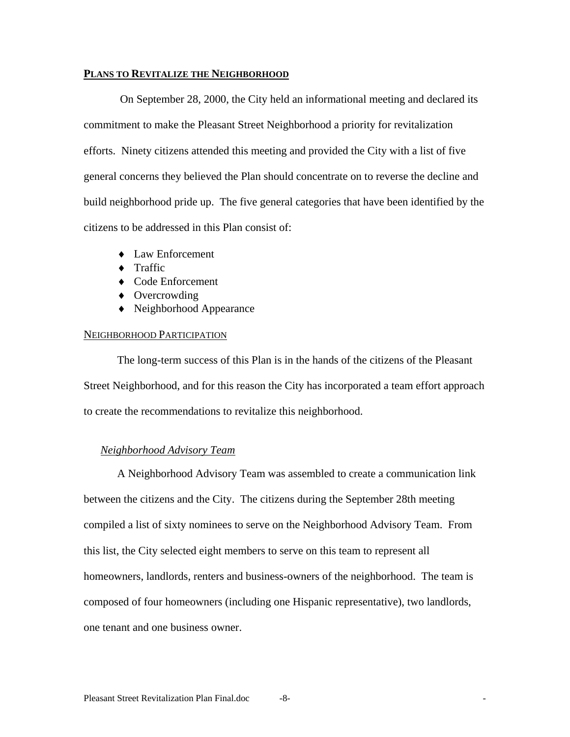## PLANS TO REVITALIZE THE NEIGHBORHOOD

On September 28, 2000, the City held an informational meeting and declared its commitment to make the Pleasant Street Neighborhood a priority for revitalization efforts. Ninety citizens attended this meeting and provided the City with a list of five general concerns they believed the Plan should concentrate on to reverse the decline and build neighborhood pride up. The five general categories that have been identified by the citizens to be addressed in this Plan consist of:

- Law Enforcement
- Traffic
- Code Enforcement
- Overcrowding
- Neighborhood Appearance

### NEIGHBORHOOD PARTICIPATION

The long-term success of this Plan is in the hands of the citizens of the Pleasant Street Neighborhood, and for this reason the City has incorporated a team effort approach to create the recommendations to revitalize this neighborhood.

#### *Neighborhood Advisory Team*

A Neighborhood Advisory Team was assembled to create a communication link between the citizens and the City. The citizens during the September 28th meeting compiled a list of sixty nominees to serve on the Neighborhood Advisory Team. From this list, the City selected eight members to serve on this team to represent all homeowners, landlords, renters and business-owners of the neighborhood. The team is composed of four homeowners (including one Hispanic representative), two landlords, one tenant and one business owner.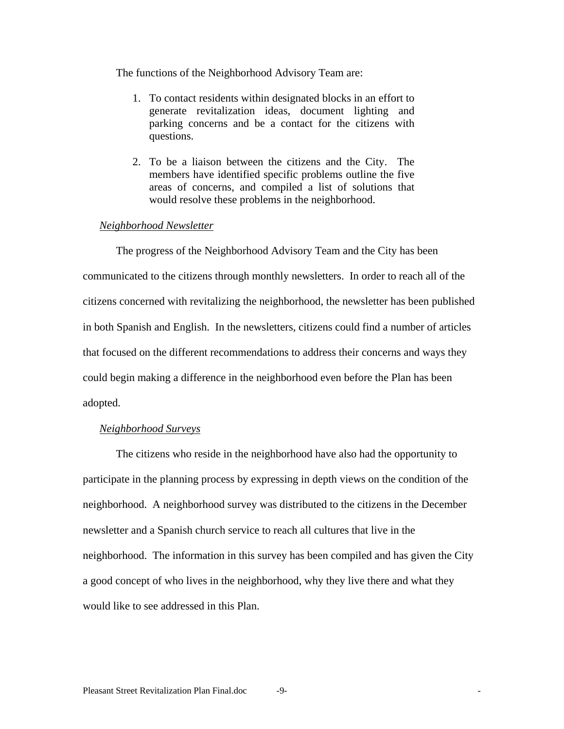The functions of the Neighborhood Advisory Team are:

1. To contact residents within designated blocks in an effort to generate revitalization ideas, document lighting and parking concerns and be a contact for the citizens with questions.

2. To be a liaison between the citizens and the City. The members have identified specific problems outline the five areas of concerns, and compiled a list of solutions that would resolve these problems in the neighborhood.

*Neighborhood Newsletter*

The progress of the Neighborhood Advisory Team and the City has been communicated to the citizens through monthly newsletters. In order to reach all of the citizens concerned with revitalizing the neighborhood, the newsletter has been published in both Spanish and English. In the newsletters, citizens could find a number of articles that focused on the different recommendations to address their concerns and ways they could begin making a difference in the neighborhood even before the Plan has been adopted.

*Neighborhood Surveys*

The citizens who reside in the neighborhood have also had the opportunity to participate in the planning process by expressing in depth views on the condition of the neighborhood. A neighborhood survey was distributed to the citizens in the December newsletter and a Spanish church service to reach all cultures that live in the neighborhood. The information in this survey has been compiled and has given the City a good concept of who lives in the neighborhood, why they live there and what they would like to see addressed in this Plan.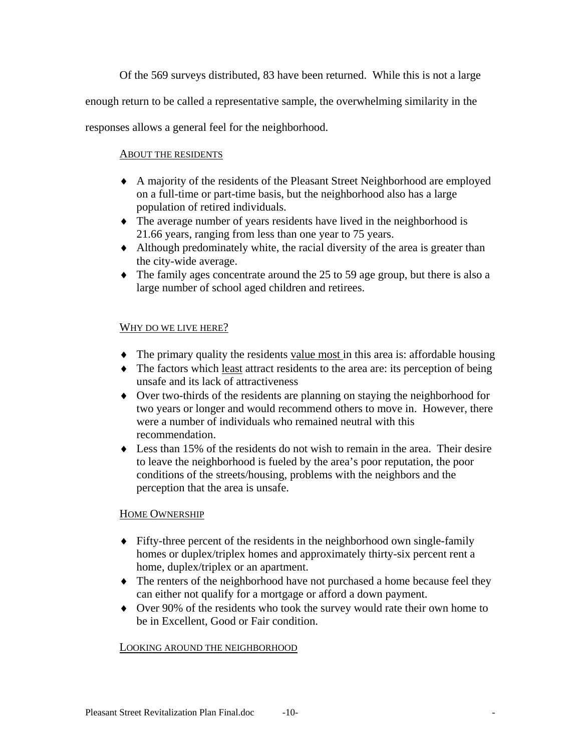Of the 569 surveys distributed, 83 have been returned. While this is not a large enough return to be called a representative sample, the overwhelming similarity in the responses allows a general feel for the neighborhood.

### About the Residents

- A majority of the residents of the Pleasant Street Neighborhood are employed on a full-time or part-time basis, but the neighborhood also has a large population of retired individuals.
- The average number of years residents have lived in the neighborhood is 21.66 years, ranging from less than one year to 75 years.
- Although predominately white, the racial diversity of the area is greater than the city-wide average.
- The family ages concentrate around the 25 to 59 age group, but there is also a large number of school aged children and retirees.

### Why do we live here?

- The primary quality the residents value most in this area is: affordable housing
- The factors which least attract residents to the area are: its perception of being unsafe and its lack of attractiveness
- Over two-thirds of the residents are planning on staying the neighborhood for two years or longer and would recommend others to move in. However, there were a number of individuals who remained neutral with this recommendation.
- Less than 15% of the residents do not wish to remain in the area. Their desire to leave the neighborhood is fueled by the area's poor reputation, the poor conditions of the streets/housing, problems with the neighbors and the perception that the area is unsafe.

### Home Ownership

- Fifty-three percent of the residents in the neighborhood own single-family homes or duplex/triplex homes and approximately thirty-six percent rent a home, duplex/triplex or an apartment.
- The renters of the neighborhood have not purchased a home because feel they can either not qualify for a mortgage or afford a down payment.
- Over 90% of the residents who took the survey would rate their own home to be in Excellent, Good or Fair condition.

### Looking around the neighborhood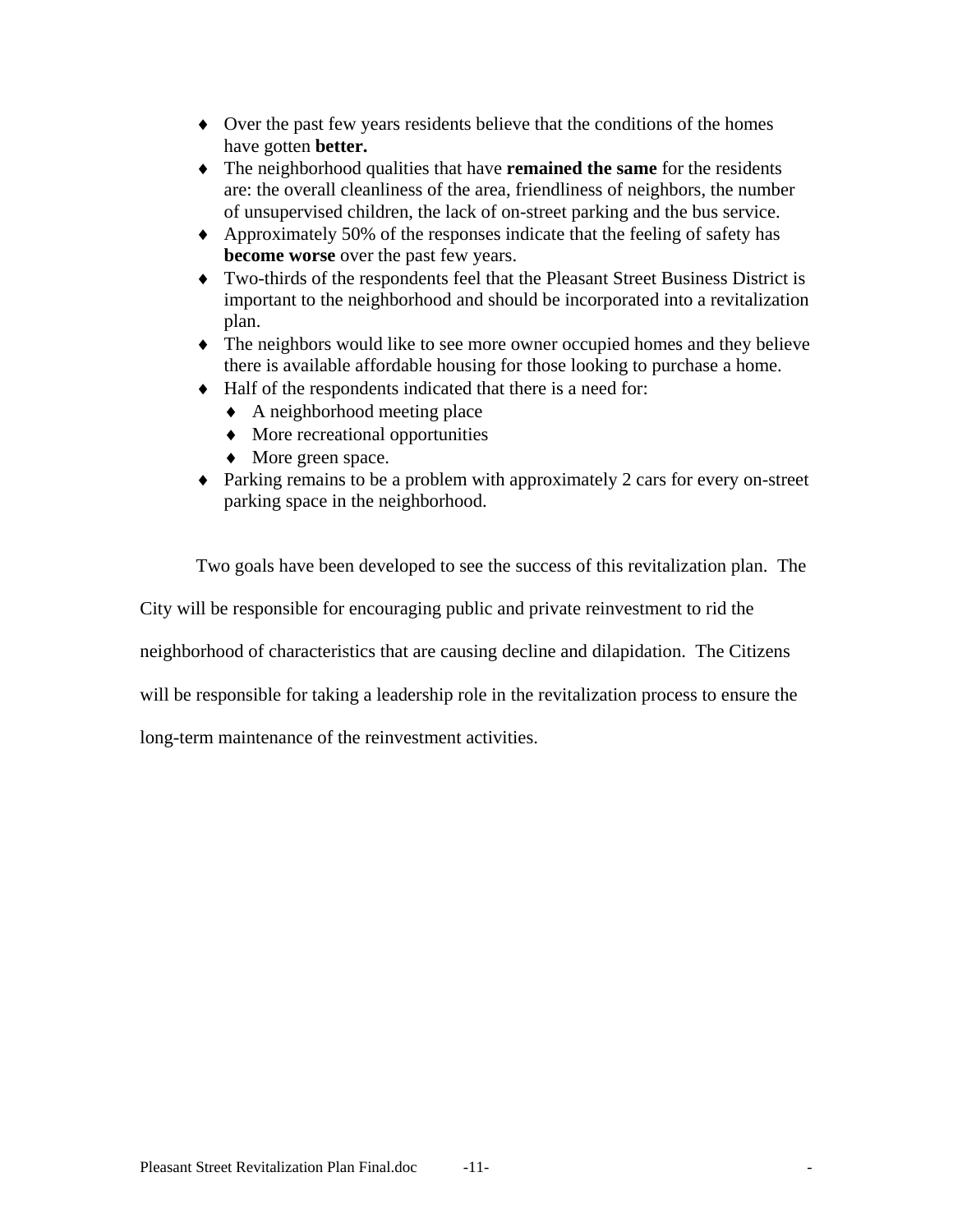- Over the past few years residents believe that the conditions of the homes have gotten **better.**
- The neighborhood qualities that have **remained the same** for the residents are: the overall cleanliness of the area, friendliness of neighbors, the number of unsupervised children, the lack of on-street parking and the bus service.
- Approximately 50% of the responses indicate that the feeling of safety has **become worse** over the past few years.
- Two-thirds of the respondents feel that the Pleasant Street Business District is important to the neighborhood and should be incorporated into a revitalization plan.
- The neighbors would like to see more owner occupied homes and they believe there is available affordable housing for those looking to purchase a home.
- Half of the respondents indicated that there is a need for:
  - A neighborhood meeting place
  - More recreational opportunities
  - More green space.
- Parking remains to be a problem with approximately 2 cars for every on-street parking space in the neighborhood.

Two goals have been developed to see the success of this revitalization plan. The City will be responsible for encouraging public and private reinvestment to rid the neighborhood of characteristics that are causing decline and dilapidation. The Citizens will be responsible for taking a leadership role in the revitalization process to ensure the long-term maintenance of the reinvestment activities.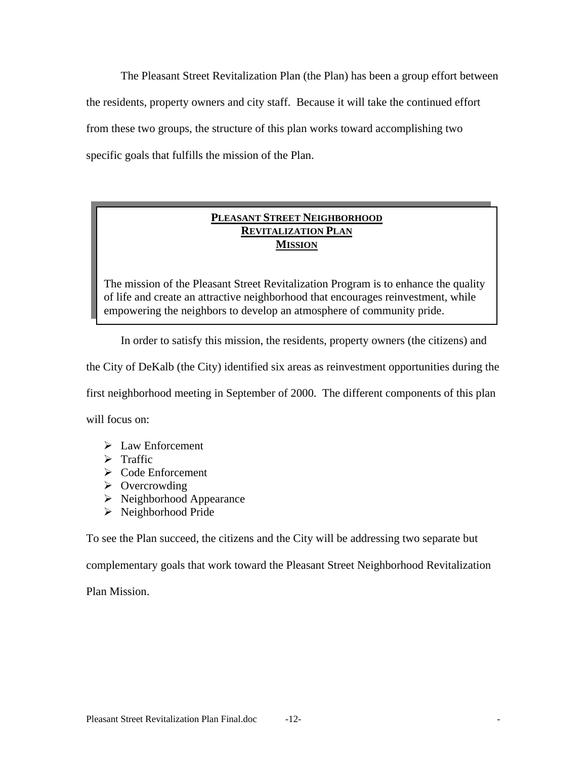The Pleasant Street Revitalization Plan (the Plan) has been a group effort between the residents, property owners and city staff. Because it will take the continued effort from these two groups, the structure of this plan works toward accomplishing two specific goals that fulfills the mission of the Plan.

> **PLEASANT STREET NEIGHBORHOOD**
> **REVITALIZATION PLAN**
> **MISSION**
>
> The mission of the Pleasant Street Revitalization Program is to enhance the quality of life and create an attractive neighborhood that encourages reinvestment, while empowering the neighbors to develop an atmosphere of community pride.

In order to satisfy this mission, the residents, property owners (the citizens) and the City of DeKalb (the City) identified six areas as reinvestment opportunities during the first neighborhood meeting in September of 2000. The different components of this plan will focus on:

- Law Enforcement
- Traffic
- Code Enforcement
- Overcrowding
- Neighborhood Appearance
- Neighborhood Pride

To see the Plan succeed, the citizens and the City will be addressing two separate but complementary goals that work toward the Pleasant Street Neighborhood Revitalization Plan Mission.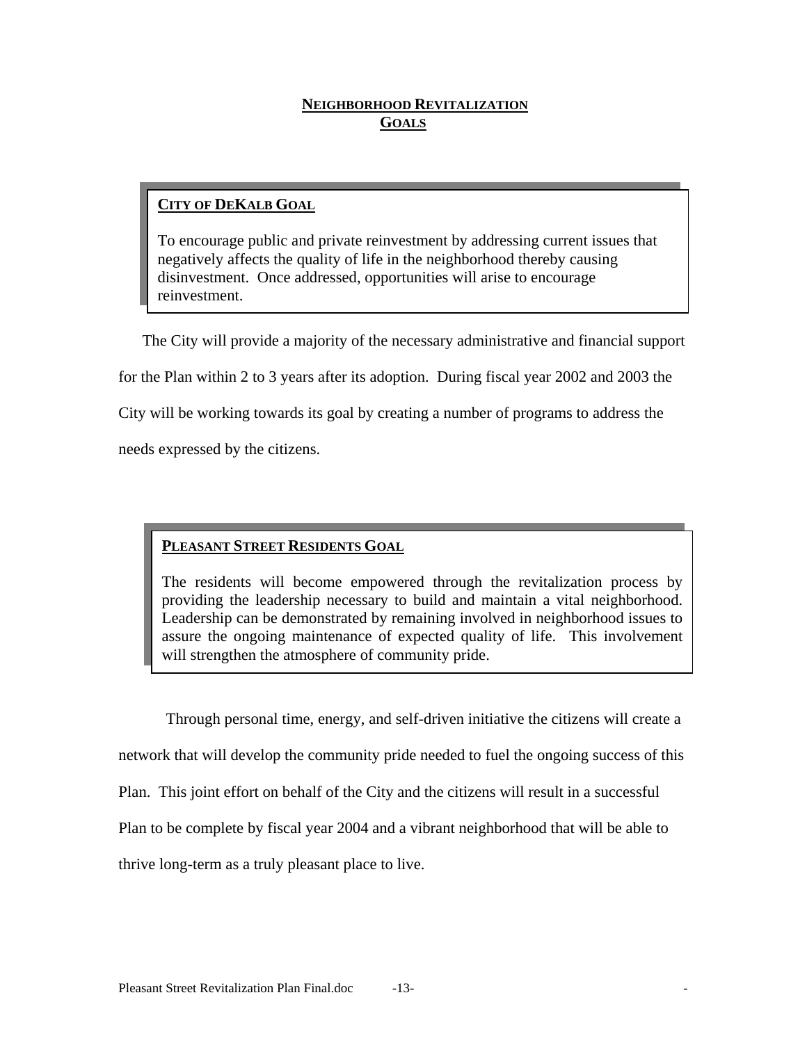## NEIGHBORHOOD REVITALIZATION GOALS

**CITY OF DEKALB GOAL**

To encourage public and private reinvestment by addressing current issues that negatively affects the quality of life in the neighborhood thereby causing disinvestment. Once addressed, opportunities will arise to encourage reinvestment.

The City will provide a majority of the necessary administrative and financial support for the Plan within 2 to 3 years after its adoption. During fiscal year 2002 and 2003 the City will be working towards its goal by creating a number of programs to address the needs expressed by the citizens.

**PLEASANT STREET RESIDENTS GOAL**

The residents will become empowered through the revitalization process by providing the leadership necessary to build and maintain a vital neighborhood. Leadership can be demonstrated by remaining involved in neighborhood issues to assure the ongoing maintenance of expected quality of life. This involvement will strengthen the atmosphere of community pride.

Through personal time, energy, and self-driven initiative the citizens will create a network that will develop the community pride needed to fuel the ongoing success of this Plan. This joint effort on behalf of the City and the citizens will result in a successful Plan to be complete by fiscal year 2004 and a vibrant neighborhood that will be able to thrive long-term as a truly pleasant place to live.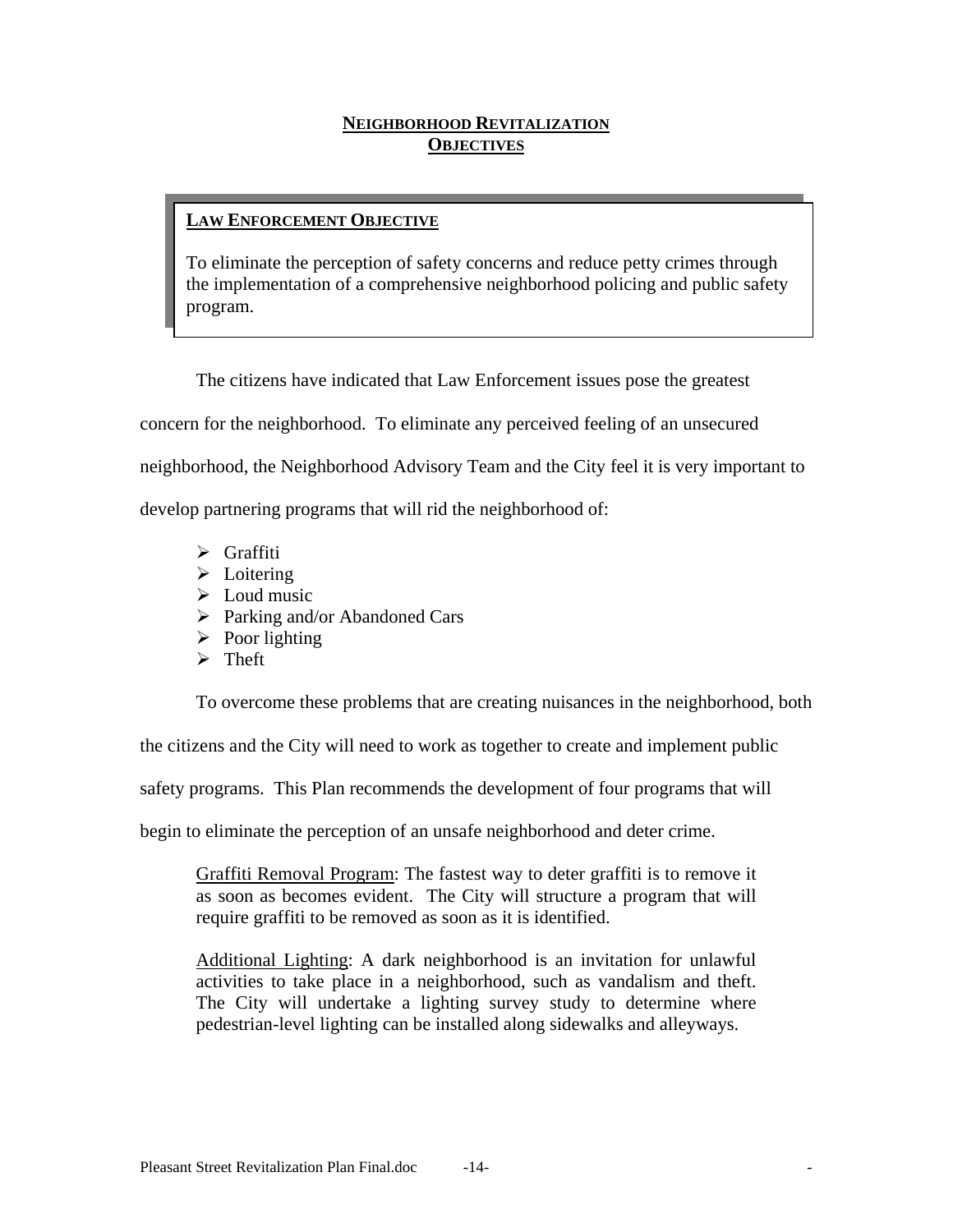## NEIGHBORHOOD REVITALIZATION OBJECTIVES

**LAW ENFORCEMENT OBJECTIVE**

To eliminate the perception of safety concerns and reduce petty crimes through the implementation of a comprehensive neighborhood policing and public safety program.

The citizens have indicated that Law Enforcement issues pose the greatest concern for the neighborhood. To eliminate any perceived feeling of an unsecured neighborhood, the Neighborhood Advisory Team and the City feel it is very important to develop partnering programs that will rid the neighborhood of:

- Graffiti
- Loitering
- Loud music
- Parking and/or Abandoned Cars
- Poor lighting
- Theft

To overcome these problems that are creating nuisances in the neighborhood, both the citizens and the City will need to work as together to create and implement public safety programs. This Plan recommends the development of four programs that will begin to eliminate the perception of an unsafe neighborhood and deter crime.

Graffiti Removal Program: The fastest way to deter graffiti is to remove it as soon as becomes evident. The City will structure a program that will require graffiti to be removed as soon as it is identified.

Additional Lighting: A dark neighborhood is an invitation for unlawful activities to take place in a neighborhood, such as vandalism and theft. The City will undertake a lighting survey study to determine where pedestrian-level lighting can be installed along sidewalks and alleyways.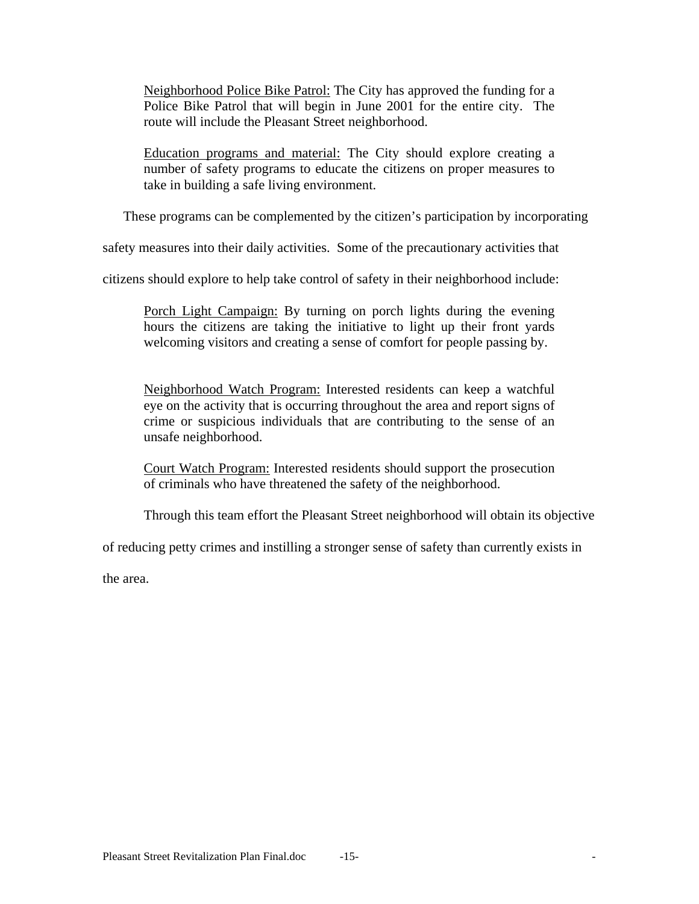Neighborhood Police Bike Patrol: The City has approved the funding for a Police Bike Patrol that will begin in June 2001 for the entire city. The route will include the Pleasant Street neighborhood.

Education programs and material: The City should explore creating a number of safety programs to educate the citizens on proper measures to take in building a safe living environment.

These programs can be complemented by the citizen's participation by incorporating safety measures into their daily activities. Some of the precautionary activities that citizens should explore to help take control of safety in their neighborhood include:

Porch Light Campaign: By turning on porch lights during the evening hours the citizens are taking the initiative to light up their front yards welcoming visitors and creating a sense of comfort for people passing by.

Neighborhood Watch Program: Interested residents can keep a watchful eye on the activity that is occurring throughout the area and report signs of crime or suspicious individuals that are contributing to the sense of an unsafe neighborhood.

Court Watch Program: Interested residents should support the prosecution of criminals who have threatened the safety of the neighborhood.

Through this team effort the Pleasant Street neighborhood will obtain its objective of reducing petty crimes and instilling a stronger sense of safety than currently exists in the area.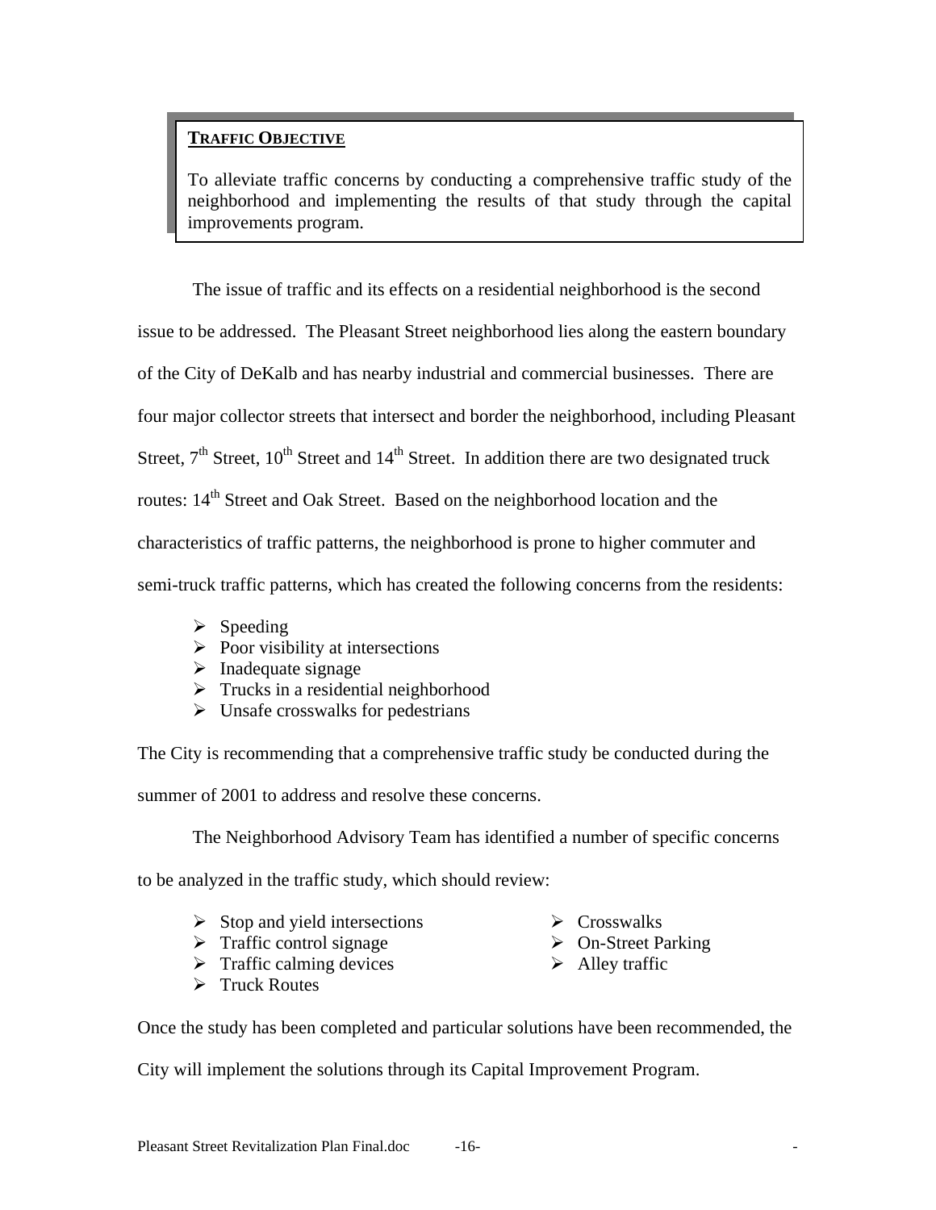## TRAFFIC OBJECTIVE

To alleviate traffic concerns by conducting a comprehensive traffic study of the neighborhood and implementing the results of that study through the capital improvements program.

The issue of traffic and its effects on a residential neighborhood is the second issue to be addressed. The Pleasant Street neighborhood lies along the eastern boundary of the City of DeKalb and has nearby industrial and commercial businesses. There are four major collector streets that intersect and border the neighborhood, including Pleasant Street, 7th Street, 10th Street and 14th Street. In addition there are two designated truck routes: 14th Street and Oak Street. Based on the neighborhood location and the characteristics of traffic patterns, the neighborhood is prone to higher commuter and semi-truck traffic patterns, which has created the following concerns from the residents:

- Speeding
- Poor visibility at intersections
- Inadequate signage
- Trucks in a residential neighborhood
- Unsafe crosswalks for pedestrians

The City is recommending that a comprehensive traffic study be conducted during the summer of 2001 to address and resolve these concerns.

The Neighborhood Advisory Team has identified a number of specific concerns to be analyzed in the traffic study, which should review:

- Stop and yield intersections
- Traffic control signage
- Traffic calming devices
- Truck Routes
- Crosswalks
- On-Street Parking
- Alley traffic

Once the study has been completed and particular solutions have been recommended, the City will implement the solutions through its Capital Improvement Program.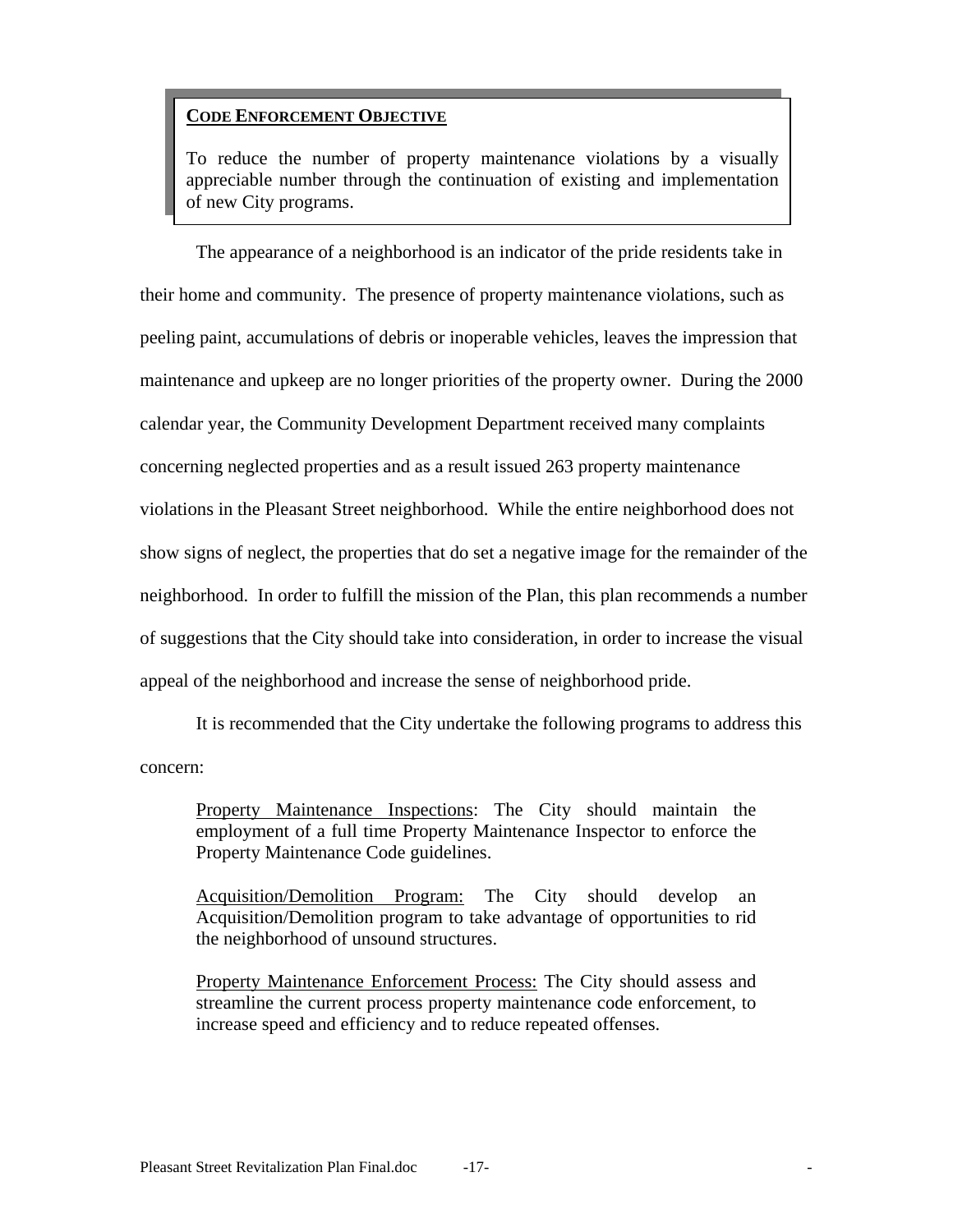**<u>CODE ENFORCEMENT OBJECTIVE</u>**

To reduce the number of property maintenance violations by a visually appreciable number through the continuation of existing and implementation of new City programs.

The appearance of a neighborhood is an indicator of the pride residents take in their home and community. The presence of property maintenance violations, such as peeling paint, accumulations of debris or inoperable vehicles, leaves the impression that maintenance and upkeep are no longer priorities of the property owner. During the 2000 calendar year, the Community Development Department received many complaints concerning neglected properties and as a result issued 263 property maintenance violations in the Pleasant Street neighborhood. While the entire neighborhood does not show signs of neglect, the properties that do set a negative image for the remainder of the neighborhood. In order to fulfill the mission of the Plan, this plan recommends a number of suggestions that the City should take into consideration, in order to increase the visual appeal of the neighborhood and increase the sense of neighborhood pride.

It is recommended that the City undertake the following programs to address this concern:

> <u>Property Maintenance Inspections</u>: The City should maintain the employment of a full time Property Maintenance Inspector to enforce the Property Maintenance Code guidelines.
>
> <u>Acquisition/Demolition Program:</u> The City should develop an Acquisition/Demolition program to take advantage of opportunities to rid the neighborhood of unsound structures.
>
> <u>Property Maintenance Enforcement Process:</u> The City should assess and streamline the current process property maintenance code enforcement, to increase speed and efficiency and to reduce repeated offenses.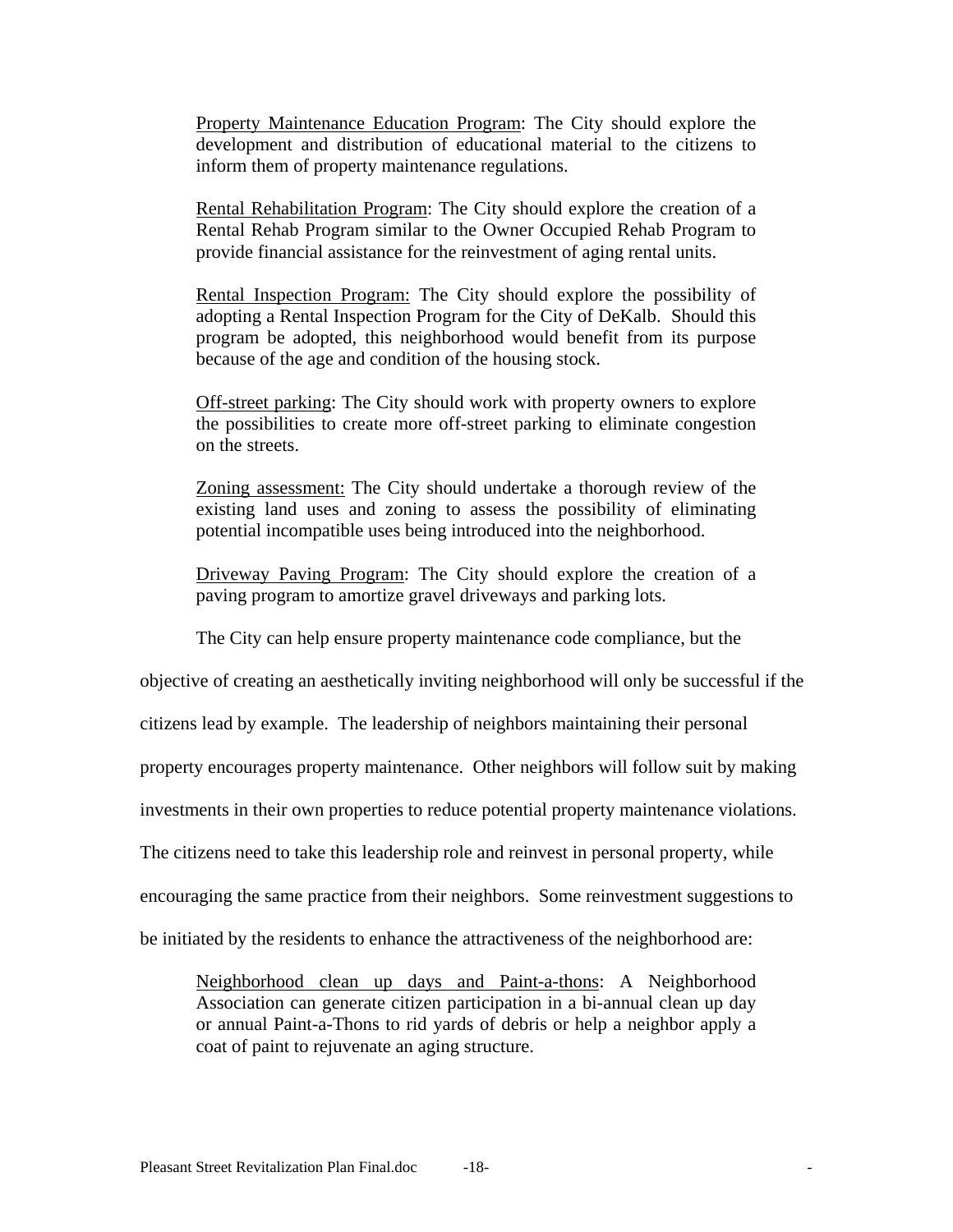Property Maintenance Education Program: The City should explore the development and distribution of educational material to the citizens to inform them of property maintenance regulations.

Rental Rehabilitation Program: The City should explore the creation of a Rental Rehab Program similar to the Owner Occupied Rehab Program to provide financial assistance for the reinvestment of aging rental units.

Rental Inspection Program: The City should explore the possibility of adopting a Rental Inspection Program for the City of DeKalb. Should this program be adopted, this neighborhood would benefit from its purpose because of the age and condition of the housing stock.

Off-street parking: The City should work with property owners to explore the possibilities to create more off-street parking to eliminate congestion on the streets.

Zoning assessment: The City should undertake a thorough review of the existing land uses and zoning to assess the possibility of eliminating potential incompatible uses being introduced into the neighborhood.

Driveway Paving Program: The City should explore the creation of a paving program to amortize gravel driveways and parking lots.

The City can help ensure property maintenance code compliance, but the objective of creating an aesthetically inviting neighborhood will only be successful if the citizens lead by example. The leadership of neighbors maintaining their personal property encourages property maintenance. Other neighbors will follow suit by making investments in their own properties to reduce potential property maintenance violations. The citizens need to take this leadership role and reinvest in personal property, while encouraging the same practice from their neighbors. Some reinvestment suggestions to be initiated by the residents to enhance the attractiveness of the neighborhood are:

Neighborhood clean up days and Paint-a-thons: A Neighborhood Association can generate citizen participation in a bi-annual clean up day or annual Paint-a-Thons to rid yards of debris or help a neighbor apply a coat of paint to rejuvenate an aging structure.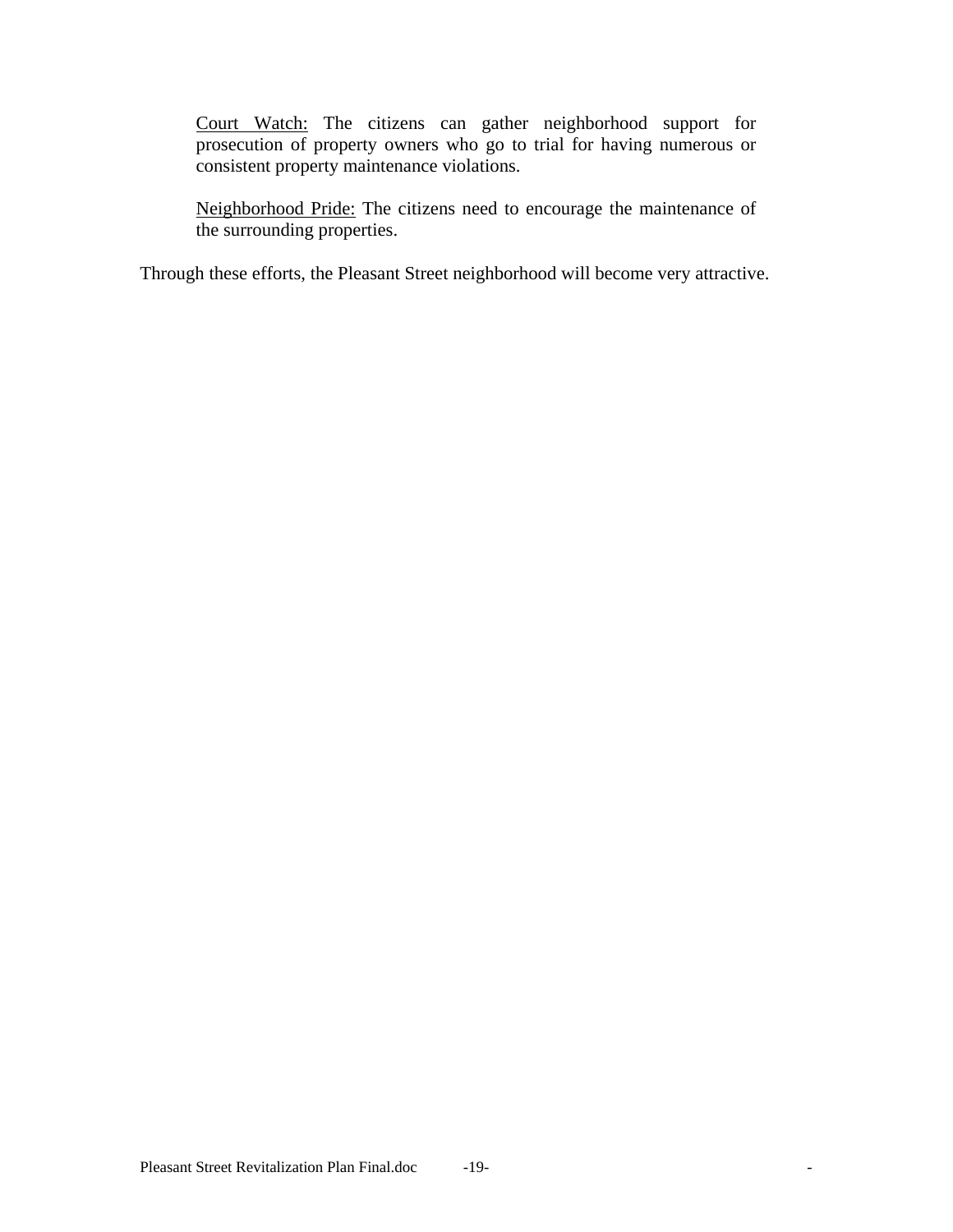Court Watch: The citizens can gather neighborhood support for prosecution of property owners who go to trial for having numerous or consistent property maintenance violations.

Neighborhood Pride: The citizens need to encourage the maintenance of the surrounding properties.

Through these efforts, the Pleasant Street neighborhood will become very attractive.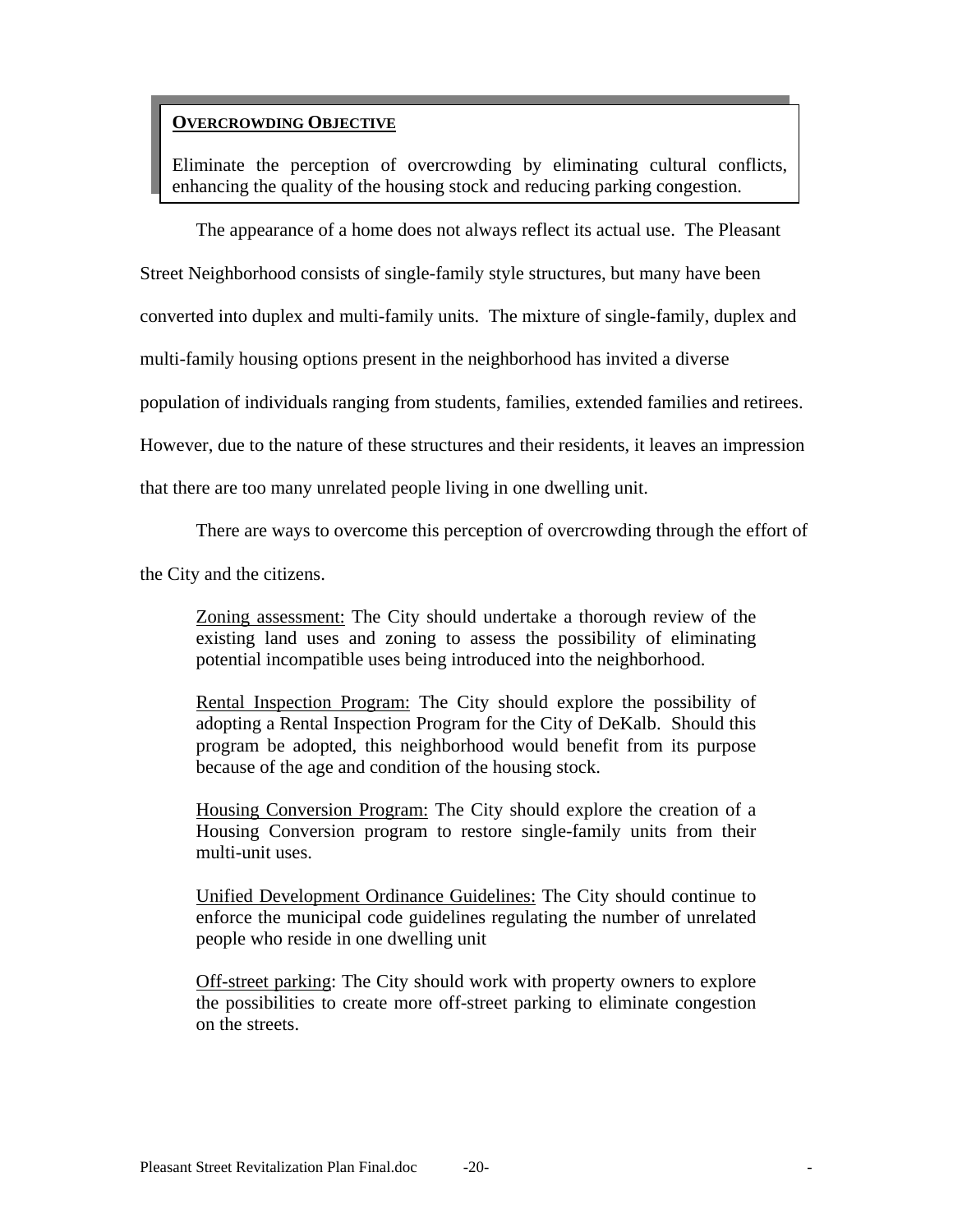**OVERCROWDING OBJECTIVE**

Eliminate the perception of overcrowding by eliminating cultural conflicts, enhancing the quality of the housing stock and reducing parking congestion.

The appearance of a home does not always reflect its actual use. The Pleasant Street Neighborhood consists of single-family style structures, but many have been converted into duplex and multi-family units. The mixture of single-family, duplex and multi-family housing options present in the neighborhood has invited a diverse population of individuals ranging from students, families, extended families and retirees. However, due to the nature of these structures and their residents, it leaves an impression that there are too many unrelated people living in one dwelling unit.

There are ways to overcome this perception of overcrowding through the effort of the City and the citizens.

Zoning assessment: The City should undertake a thorough review of the existing land uses and zoning to assess the possibility of eliminating potential incompatible uses being introduced into the neighborhood.

Rental Inspection Program: The City should explore the possibility of adopting a Rental Inspection Program for the City of DeKalb. Should this program be adopted, this neighborhood would benefit from its purpose because of the age and condition of the housing stock.

Housing Conversion Program: The City should explore the creation of a Housing Conversion program to restore single-family units from their multi-unit uses.

Unified Development Ordinance Guidelines: The City should continue to enforce the municipal code guidelines regulating the number of unrelated people who reside in one dwelling unit

Off-street parking: The City should work with property owners to explore the possibilities to create more off-street parking to eliminate congestion on the streets.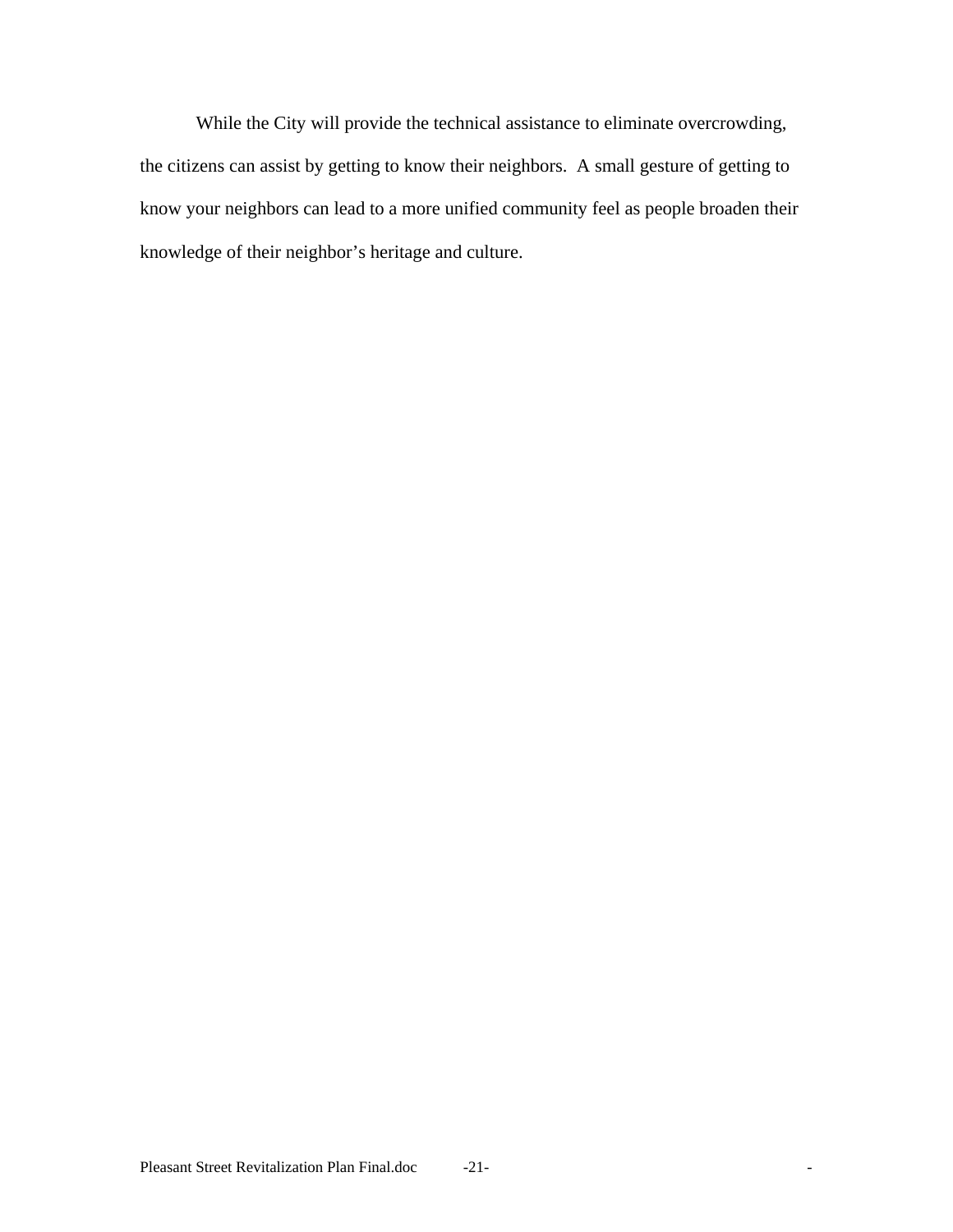While the City will provide the technical assistance to eliminate overcrowding, the citizens can assist by getting to know their neighbors. A small gesture of getting to know your neighbors can lead to a more unified community feel as people broaden their knowledge of their neighbor's heritage and culture.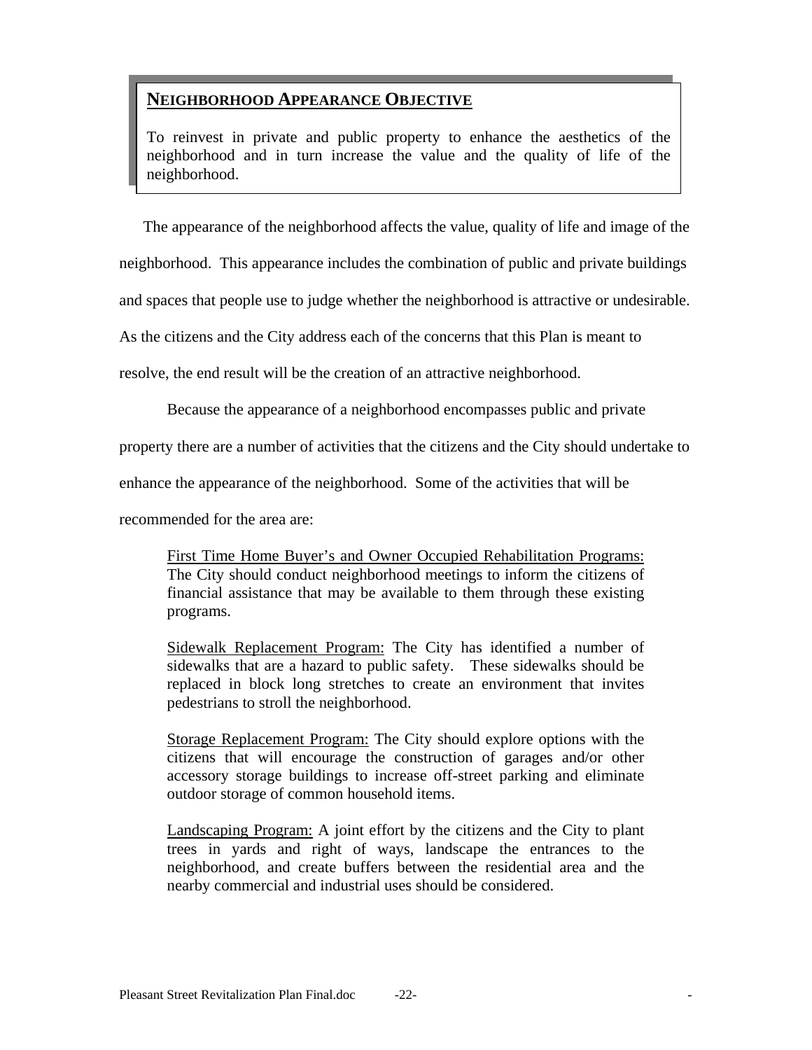## NEIGHBORHOOD APPEARANCE OBJECTIVE

To reinvest in private and public property to enhance the aesthetics of the neighborhood and in turn increase the value and the quality of life of the neighborhood.

The appearance of the neighborhood affects the value, quality of life and image of the neighborhood. This appearance includes the combination of public and private buildings and spaces that people use to judge whether the neighborhood is attractive or undesirable. As the citizens and the City address each of the concerns that this Plan is meant to resolve, the end result will be the creation of an attractive neighborhood.

Because the appearance of a neighborhood encompasses public and private property there are a number of activities that the citizens and the City should undertake to enhance the appearance of the neighborhood. Some of the activities that will be recommended for the area are:

<u>First Time Home Buyer's and Owner Occupied Rehabilitation Programs:</u> The City should conduct neighborhood meetings to inform the citizens of financial assistance that may be available to them through these existing programs.

<u>Sidewalk Replacement Program:</u> The City has identified a number of sidewalks that are a hazard to public safety. These sidewalks should be replaced in block long stretches to create an environment that invites pedestrians to stroll the neighborhood.

<u>Storage Replacement Program:</u> The City should explore options with the citizens that will encourage the construction of garages and/or other accessory storage buildings to increase off-street parking and eliminate outdoor storage of common household items.

<u>Landscaping Program:</u> A joint effort by the citizens and the City to plant trees in yards and right of ways, landscape the entrances to the neighborhood, and create buffers between the residential area and the nearby commercial and industrial uses should be considered.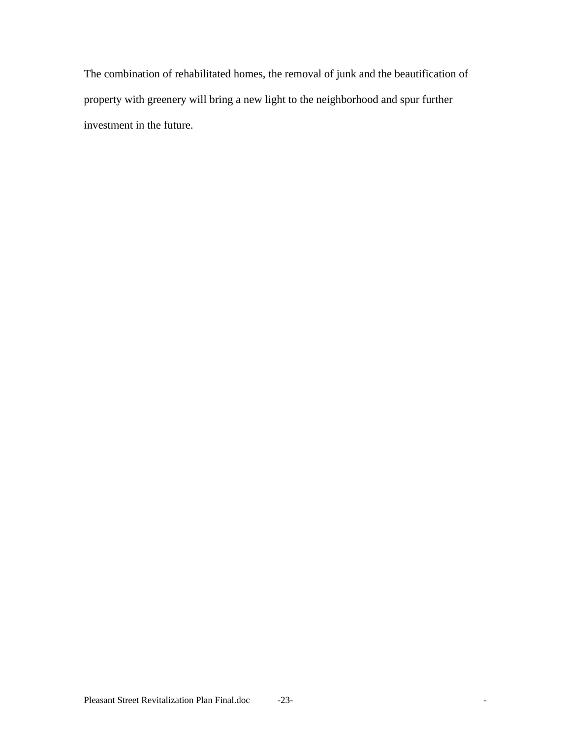The combination of rehabilitated homes, the removal of junk and the beautification of property with greenery will bring a new light to the neighborhood and spur further investment in the future.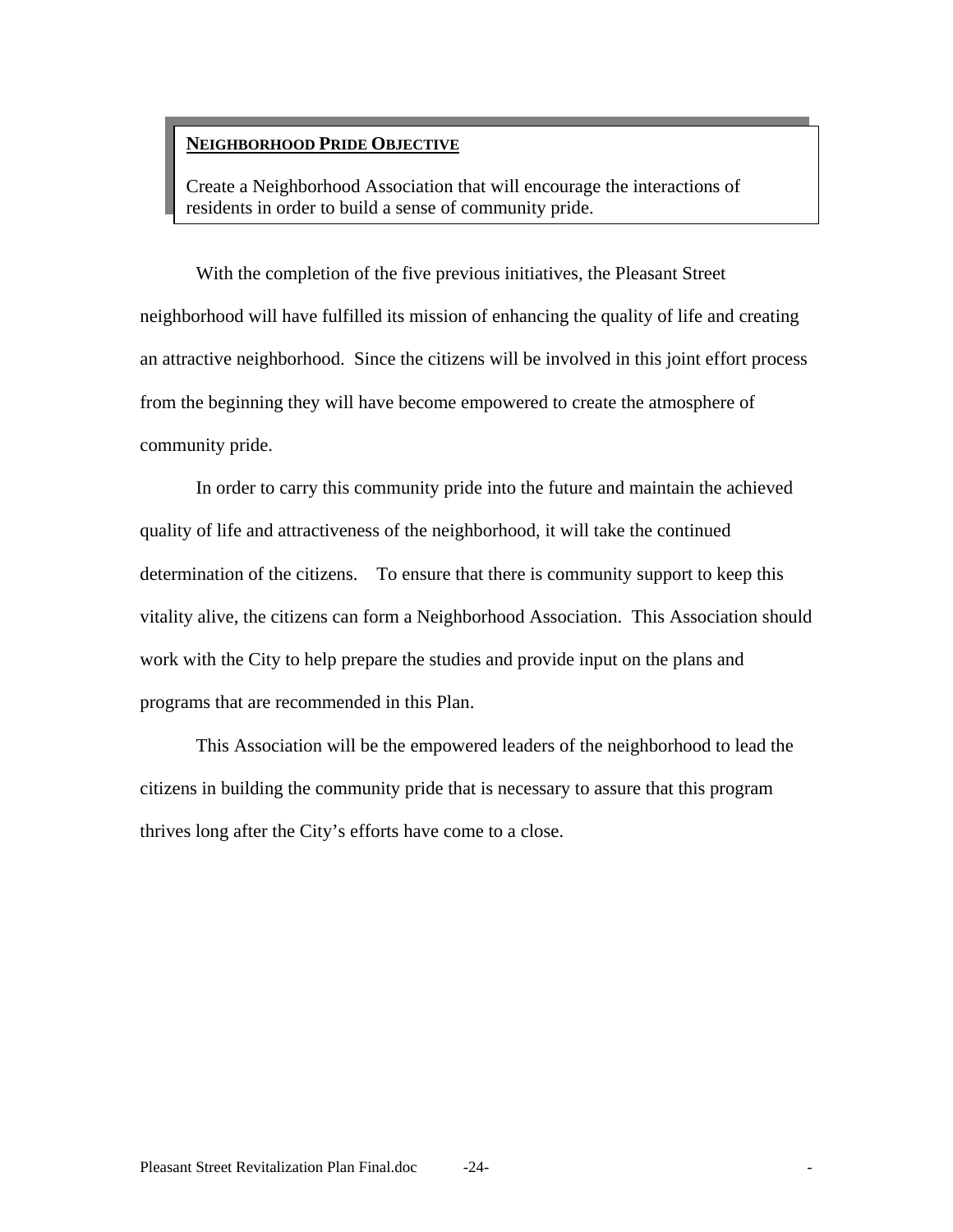**NEIGHBORHOOD PRIDE OBJECTIVE**

Create a Neighborhood Association that will encourage the interactions of residents in order to build a sense of community pride.

With the completion of the five previous initiatives, the Pleasant Street neighborhood will have fulfilled its mission of enhancing the quality of life and creating an attractive neighborhood. Since the citizens will be involved in this joint effort process from the beginning they will have become empowered to create the atmosphere of community pride.

In order to carry this community pride into the future and maintain the achieved quality of life and attractiveness of the neighborhood, it will take the continued determination of the citizens. To ensure that there is community support to keep this vitality alive, the citizens can form a Neighborhood Association. This Association should work with the City to help prepare the studies and provide input on the plans and programs that are recommended in this Plan.

This Association will be the empowered leaders of the neighborhood to lead the citizens in building the community pride that is necessary to assure that this program thrives long after the City's efforts have come to a close.